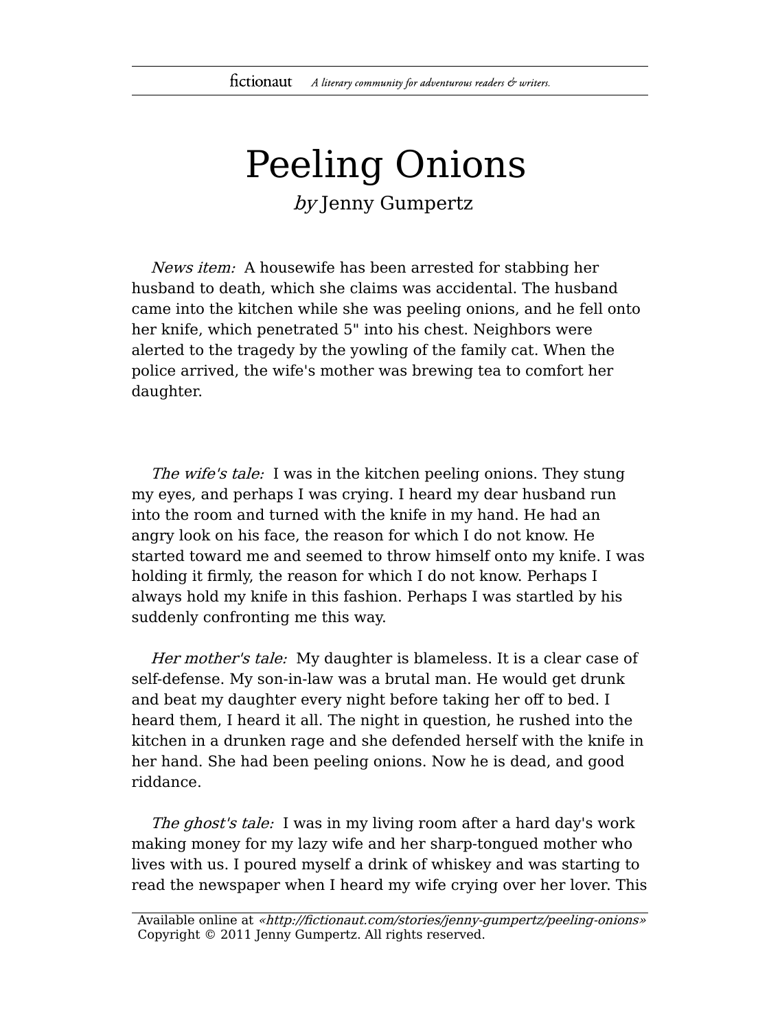# Peeling Onions

*by* Jenny Gumpertz

*News item:* A housewife has been arrested for stabbing her husband to death, which she claims was accidental. The husband came into the kitchen while she was peeling onions, and he fell onto her knife, which penetrated 5" into his chest. Neighbors were alerted to the tragedy by the yowling of the family cat. When the police arrived, the wife's mother was brewing tea to comfort her daughter.

*The wife's tale:* I was in the kitchen peeling onions. They stung my eyes, and perhaps I was crying. I heard my dear husband run into the room and turned with the knife in my hand. He had an angry look on his face, the reason for which I do not know. He started toward me and seemed to throw himself onto my knife. I was holding it firmly, the reason for which I do not know. Perhaps I always hold my knife in this fashion. Perhaps I was startled by his suddenly confronting me this way.

*Her mother's tale:* My daughter is blameless. It is a clear case of self-defense. My son-in-law was a brutal man. He would get drunk and beat my daughter every night before taking her off to bed. I heard them, I heard it all. The night in question, he rushed into the kitchen in a drunken rage and she defended herself with the knife in her hand. She had been peeling onions. Now he is dead, and good riddance.

*The ghost's tale:* I was in my living room after a hard day's work making money for my lazy wife and her sharp-tongued mother who lives with us. I poured myself a drink of whiskey and was starting to read the newspaper when I heard my wife crying over her lover. This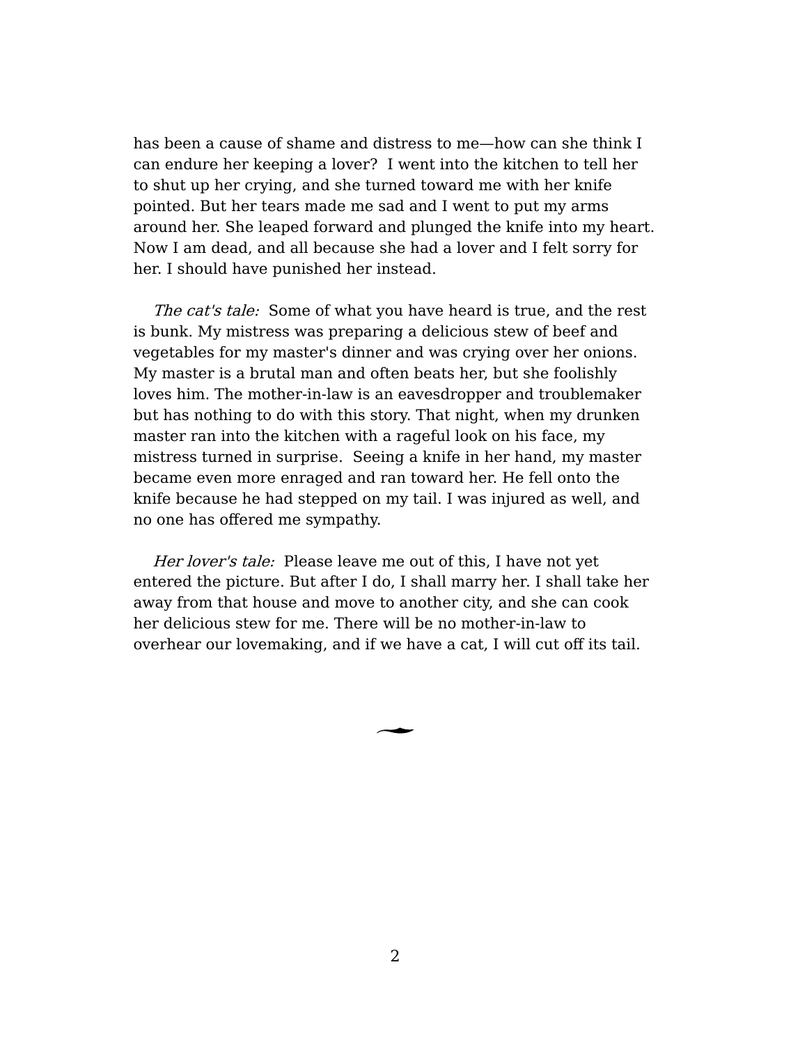has been a cause of shame and distress to me—how can she think I can endure her keeping a lover? I went into the kitchen to tell her to shut up her crying, and she turned toward me with her knife pointed. But her tears made me sad and I went to put my arms around her. She leaped forward and plunged the knife into my heart. Now I am dead, and all because she had a lover and I felt sorry for her. I should have punished her instead.

*The cat's tale:* Some of what you have heard is true, and the rest is bunk. My mistress was preparing a delicious stew of beef and vegetables for my master's dinner and was crying over her onions. My master is a brutal man and often beats her, but she foolishly loves him. The mother-in-law is an eavesdropper and troublemaker but has nothing to do with this story. That night, when my drunken master ran into the kitchen with a rageful look on his face, my mistress turned in surprise. Seeing a knife in her hand, my master became even more enraged and ran toward her. He fell onto the knife because he had stepped on my tail. I was injured as well, and no one has offered me sympathy.

*Her lover's tale:* Please leave me out of this, I have not yet entered the picture. But after I do, I shall marry her. I shall take her away from that house and move to another city, and she can cook her delicious stew for me. There will be no mother-in-law to overhear our lovemaking, and if we have a cat, I will cut off its tail.